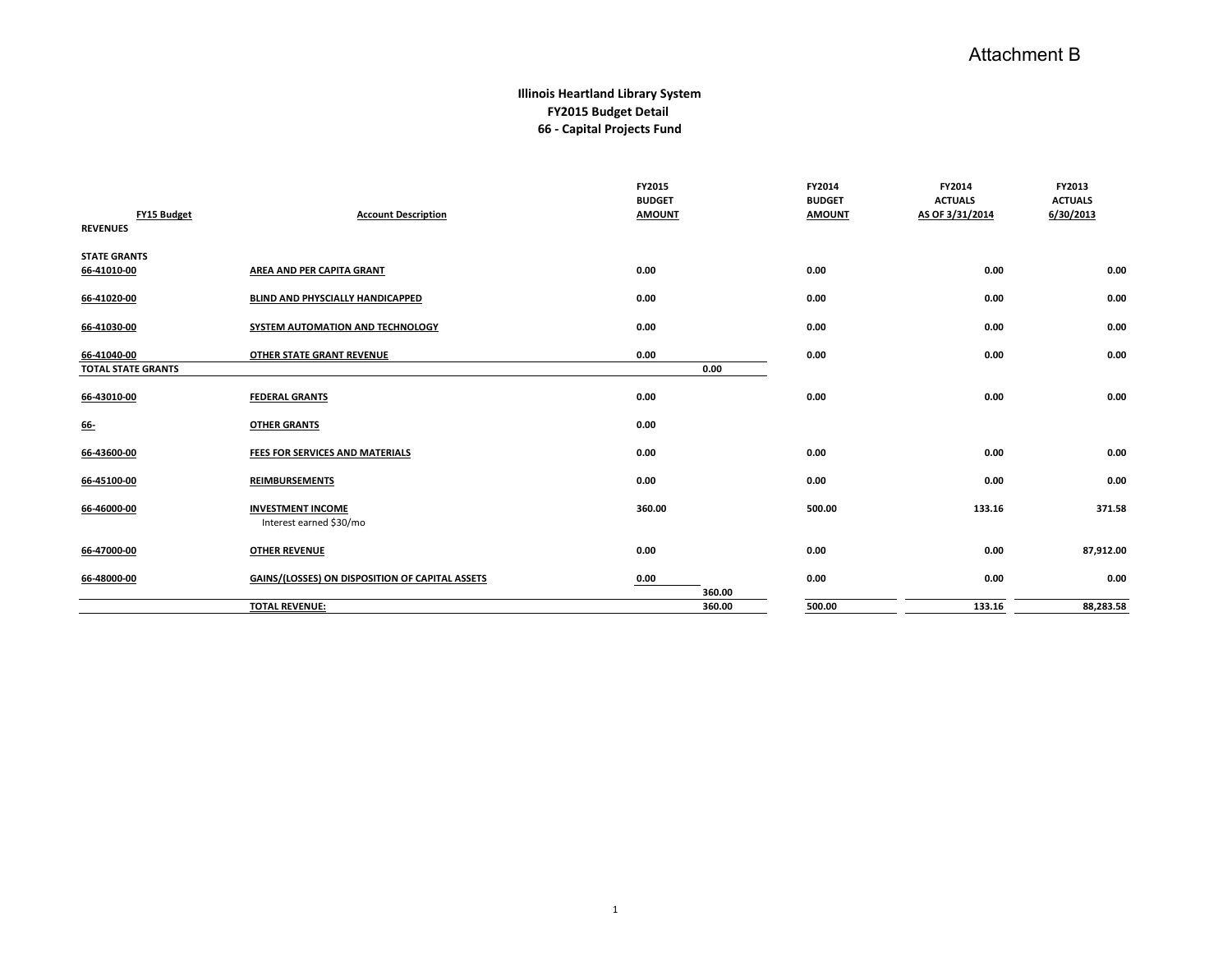Attachment B

# Illinois Heartland Library System
## FY2015 Budget Detail
## 66 - Capital Projects Fund

| FY15 Budget | Account Description | FY2015 BUDGET AMOUNT | | FY2014 BUDGET AMOUNT | FY2014 ACTUALS AS OF 3/31/2014 | FY2013 ACTUALS 6/30/2013 |
|---|---|---|---|---|---|---|
| **REVENUES** | | | | | | |
| **STATE GRANTS** | | | | | | |
| 66-41010-00 | AREA AND PER CAPITA GRANT | 0.00 | | 0.00 | 0.00 | 0.00 |
| 66-41020-00 | BLIND AND PHYSCIALLY HANDICAPPED | 0.00 | | 0.00 | 0.00 | 0.00 |
| 66-41030-00 | SYSTEM AUTOMATION AND TECHNOLOGY | 0.00 | | 0.00 | 0.00 | 0.00 |
| 66-41040-00 | OTHER STATE GRANT REVENUE | 0.00 | | 0.00 | 0.00 | 0.00 |
| **TOTAL STATE GRANTS** | | | 0.00 | | | |
| 66-43010-00 | FEDERAL GRANTS | 0.00 | | 0.00 | 0.00 | 0.00 |
| 66- | OTHER GRANTS | 0.00 | | | | |
| 66-43600-00 | FEES FOR SERVICES AND MATERIALS | 0.00 | | 0.00 | 0.00 | 0.00 |
| 66-45100-00 | REIMBURSEMENTS | 0.00 | | 0.00 | 0.00 | 0.00 |
| 66-46000-00 | INVESTMENT INCOME<br>Interest earned $30/mo | 360.00 | | 500.00 | 133.16 | 371.58 |
| 66-47000-00 | OTHER REVENUE | 0.00 | | 0.00 | 0.00 | 87,912.00 |
| 66-48000-00 | GAINS/(LOSSES) ON DISPOSITION OF CAPITAL ASSETS | 0.00 | 360.00 | 0.00 | 0.00 | 0.00 |
| | **TOTAL REVENUE:** | | 360.00 | 500.00 | 133.16 | 88,283.58 |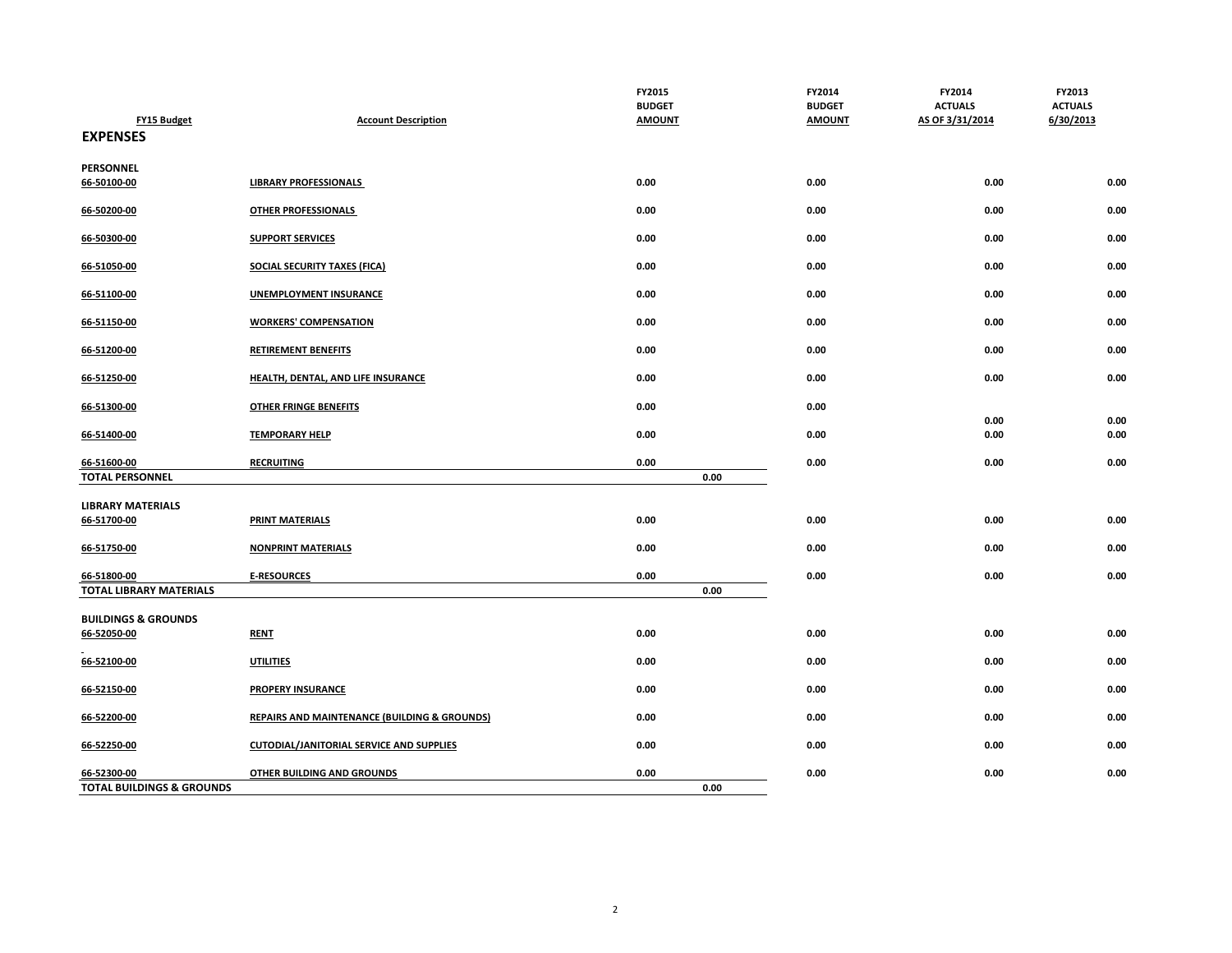| FY15 Budget | Account Description | FY2015 BUDGET AMOUNT | | FY2014 BUDGET AMOUNT | FY2014 ACTUALS AS OF 3/31/2014 | FY2013 ACTUALS 6/30/2013 |
|---|---|---|---|---|---|---|
| **EXPENSES** | | | | | | |
| **PERSONNEL** | | | | | | |
| 66-50100-00 | LIBRARY PROFESSIONALS | 0.00 | | 0.00 | 0.00 | 0.00 |
| 66-50200-00 | OTHER PROFESSIONALS | 0.00 | | 0.00 | 0.00 | 0.00 |
| 66-50300-00 | SUPPORT SERVICES | 0.00 | | 0.00 | 0.00 | 0.00 |
| 66-51050-00 | SOCIAL SECURITY TAXES (FICA) | 0.00 | | 0.00 | 0.00 | 0.00 |
| 66-51100-00 | UNEMPLOYMENT INSURANCE | 0.00 | | 0.00 | 0.00 | 0.00 |
| 66-51150-00 | WORKERS' COMPENSATION | 0.00 | | 0.00 | 0.00 | 0.00 |
| 66-51200-00 | RETIREMENT BENEFITS | 0.00 | | 0.00 | 0.00 | 0.00 |
| 66-51250-00 | HEALTH, DENTAL, AND LIFE INSURANCE | 0.00 | | 0.00 | 0.00 | 0.00 |
| 66-51300-00 | OTHER FRINGE BENEFITS | 0.00 | | 0.00 | 0.00 | 0.00 |
| 66-51400-00 | TEMPORARY HELP | 0.00 | | 0.00 | 0.00 | 0.00 |
| 66-51600-00 | RECRUITING | 0.00 | | 0.00 | 0.00 | 0.00 |
| **TOTAL PERSONNEL** | | | 0.00 | | | |
| **LIBRARY MATERIALS** | | | | | | |
| 66-51700-00 | PRINT MATERIALS | 0.00 | | 0.00 | 0.00 | 0.00 |
| 66-51750-00 | NONPRINT MATERIALS | 0.00 | | 0.00 | 0.00 | 0.00 |
| 66-51800-00 | E-RESOURCES | 0.00 | | 0.00 | 0.00 | 0.00 |
| **TOTAL LIBRARY MATERIALS** | | | 0.00 | | | |
| **BUILDINGS & GROUNDS** | | | | | | |
| 66-52050-00 | RENT | 0.00 | | 0.00 | 0.00 | 0.00 |
| 66-52100-00 | UTILITIES | 0.00 | | 0.00 | 0.00 | 0.00 |
| 66-52150-00 | PROPERY INSURANCE | 0.00 | | 0.00 | 0.00 | 0.00 |
| 66-52200-00 | REPAIRS AND MAINTENANCE (BUILDING & GROUNDS) | 0.00 | | 0.00 | 0.00 | 0.00 |
| 66-52250-00 | CUTODIAL/JANITORIAL SERVICE AND SUPPLIES | 0.00 | | 0.00 | 0.00 | 0.00 |
| 66-52300-00 | OTHER BUILDING AND GROUNDS | 0.00 | | 0.00 | 0.00 | 0.00 |
| **TOTAL BUILDINGS & GROUNDS** | | | 0.00 | | | |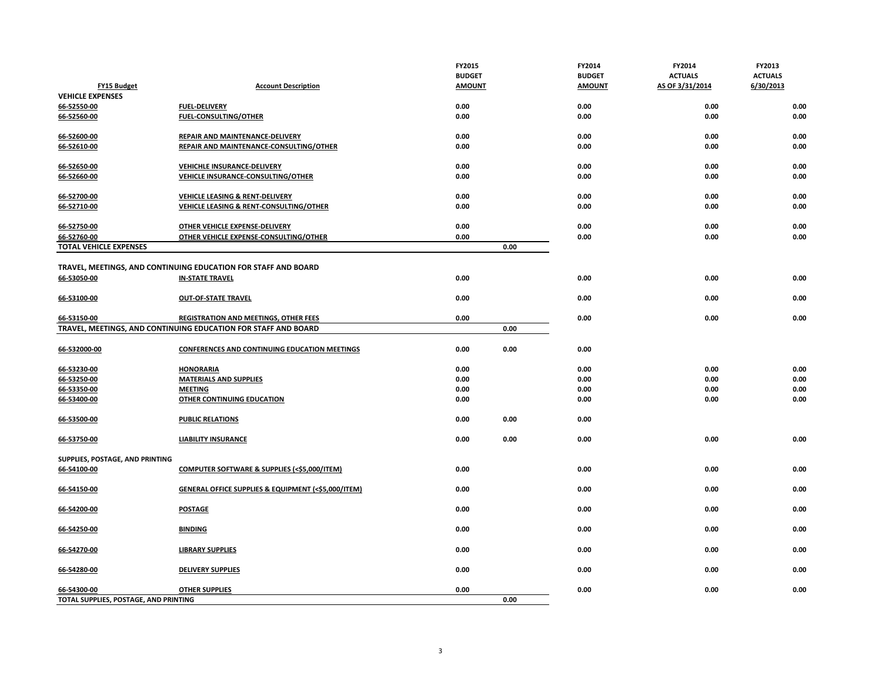| FY15 Budget | Account Description | FY2015 BUDGET AMOUNT | | FY2014 BUDGET AMOUNT | FY2014 ACTUALS AS OF 3/31/2014 | FY2013 ACTUALS 6/30/2013 |
|---|---|---|---|---|---|---|
| **VEHICLE EXPENSES** | | | | | | |
| 66-52550-00 | FUEL-DELIVERY | 0.00 | | 0.00 | 0.00 | 0.00 |
| 66-52560-00 | FUEL-CONSULTING/OTHER | 0.00 | | 0.00 | 0.00 | 0.00 |
| 66-52600-00 | REPAIR AND MAINTENANCE-DELIVERY | 0.00 | | 0.00 | 0.00 | 0.00 |
| 66-52610-00 | REPAIR AND MAINTENANCE-CONSULTING/OTHER | 0.00 | | 0.00 | 0.00 | 0.00 |
| 66-52650-00 | VEHICHLE INSURANCE-DELIVERY | 0.00 | | 0.00 | 0.00 | 0.00 |
| 66-52660-00 | VEHICLE INSURANCE-CONSULTING/OTHER | 0.00 | | 0.00 | 0.00 | 0.00 |
| 66-52700-00 | VEHICLE LEASING & RENT-DELIVERY | 0.00 | | 0.00 | 0.00 | 0.00 |
| 66-52710-00 | VEHICLE LEASING & RENT-CONSULTING/OTHER | 0.00 | | 0.00 | 0.00 | 0.00 |
| 66-52750-00 | OTHER VEHICLE EXPENSE-DELIVERY | 0.00 | | 0.00 | 0.00 | 0.00 |
| 66-52760-00 | OTHER VEHICLE EXPENSE-CONSULTING/OTHER | 0.00 | | 0.00 | 0.00 | 0.00 |
| **TOTAL VEHICLE EXPENSES** | | | 0.00 | | | |
| **TRAVEL, MEETINGS, AND CONTINUING EDUCATION FOR STAFF AND BOARD** | | | | | | |
| 66-53050-00 | IN-STATE TRAVEL | 0.00 | | 0.00 | 0.00 | 0.00 |
| 66-53100-00 | OUT-OF-STATE TRAVEL | 0.00 | | 0.00 | 0.00 | 0.00 |
| 66-53150-00 | REGISTRATION AND MEETINGS, OTHER FEES | 0.00 | | 0.00 | 0.00 | 0.00 |
| **TRAVEL, MEETINGS, AND CONTINUING EDUCATION FOR STAFF AND BOARD** | | | 0.00 | | | |
| 66-532000-00 | CONFERENCES AND CONTINUING EDUCATION MEETINGS | 0.00 | 0.00 | 0.00 | | |
| 66-53230-00 | HONORARIA | 0.00 | | 0.00 | 0.00 | 0.00 |
| 66-53250-00 | MATERIALS AND SUPPLIES | 0.00 | | 0.00 | 0.00 | 0.00 |
| 66-53350-00 | MEETING | 0.00 | | 0.00 | 0.00 | 0.00 |
| 66-53400-00 | OTHER CONTINUING EDUCATION | 0.00 | | 0.00 | 0.00 | 0.00 |
| 66-53500-00 | PUBLIC RELATIONS | 0.00 | 0.00 | 0.00 | | |
| 66-53750-00 | LIABILITY INSURANCE | 0.00 | 0.00 | 0.00 | 0.00 | 0.00 |
| **SUPPLIES, POSTAGE, AND PRINTING** | | | | | | |
| 66-54100-00 | COMPUTER SOFTWARE & SUPPLIES (<$5,000/ITEM) | 0.00 | | 0.00 | 0.00 | 0.00 |
| 66-54150-00 | GENERAL OFFICE SUPPLIES & EQUIPMENT (<$5,000/ITEM) | 0.00 | | 0.00 | 0.00 | 0.00 |
| 66-54200-00 | POSTAGE | 0.00 | | 0.00 | 0.00 | 0.00 |
| 66-54250-00 | BINDING | 0.00 | | 0.00 | 0.00 | 0.00 |
| 66-54270-00 | LIBRARY SUPPLIES | 0.00 | | 0.00 | 0.00 | 0.00 |
| 66-54280-00 | DELIVERY SUPPLIES | 0.00 | | 0.00 | 0.00 | 0.00 |
| 66-54300-00 | OTHER SUPPLIES | 0.00 | | 0.00 | 0.00 | 0.00 |
| **TOTAL SUPPLIES, POSTAGE, AND PRINTING** | | | 0.00 | | | |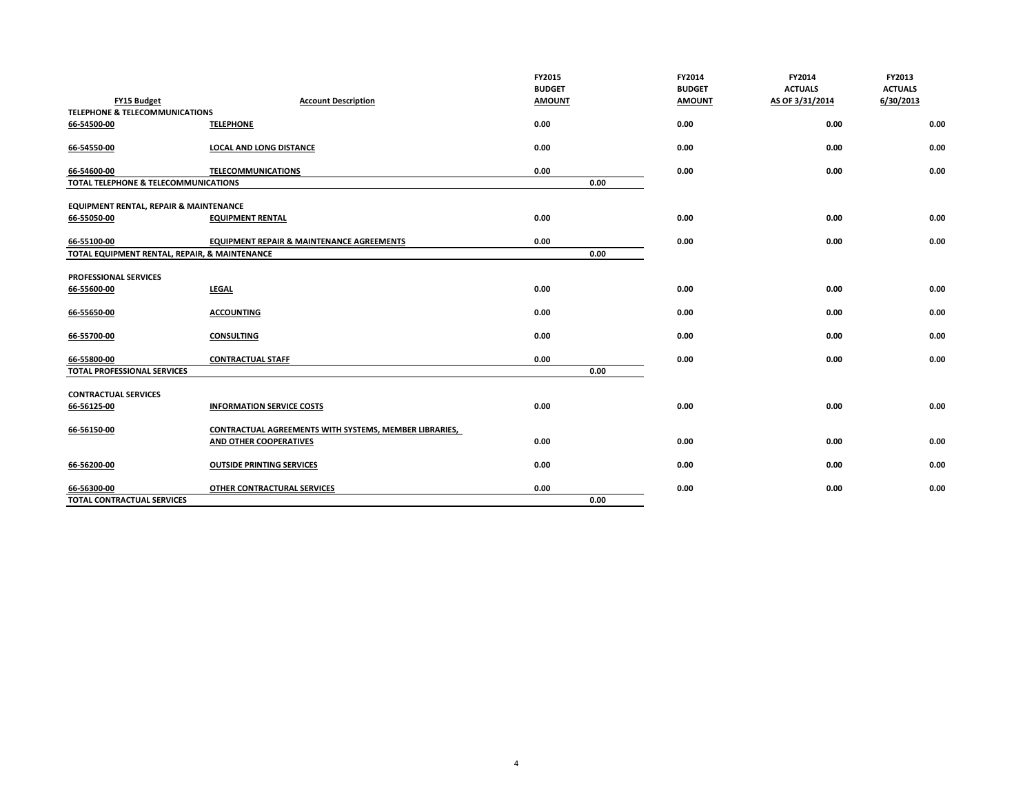| FY15 Budget | Account Description | FY2015 BUDGET AMOUNT | | FY2014 BUDGET AMOUNT | FY2014 ACTUALS AS OF 3/31/2014 | FY2013 ACTUALS 6/30/2013 |
|---|---|---|---|---|---|---|
| **TELEPHONE & TELECOMMUNICATIONS** | | | | | | |
| 66-54500-00 | TELEPHONE | 0.00 | | 0.00 | 0.00 | 0.00 |
| 66-54550-00 | LOCAL AND LONG DISTANCE | 0.00 | | 0.00 | 0.00 | 0.00 |
| 66-54600-00 | TELECOMMUNICATIONS | 0.00 | | 0.00 | 0.00 | 0.00 |
| **TOTAL TELEPHONE & TELECOMMUNICATIONS** | | | 0.00 | | | |
| **EQUIPMENT RENTAL, REPAIR & MAINTENANCE** | | | | | | |
| 66-55050-00 | EQUIPMENT RENTAL | 0.00 | | 0.00 | 0.00 | 0.00 |
| 66-55100-00 | EQUIPMENT REPAIR & MAINTENANCE AGREEMENTS | 0.00 | | 0.00 | 0.00 | 0.00 |
| **TOTAL EQUIPMENT RENTAL, REPAIR, & MAINTENANCE** | | | 0.00 | | | |
| **PROFESSIONAL SERVICES** | | | | | | |
| 66-55600-00 | LEGAL | 0.00 | | 0.00 | 0.00 | 0.00 |
| 66-55650-00 | ACCOUNTING | 0.00 | | 0.00 | 0.00 | 0.00 |
| 66-55700-00 | CONSULTING | 0.00 | | 0.00 | 0.00 | 0.00 |
| 66-55800-00 | CONTRACTUAL STAFF | 0.00 | | 0.00 | 0.00 | 0.00 |
| **TOTAL PROFESSIONAL SERVICES** | | | 0.00 | | | |
| **CONTRACTUAL SERVICES** | | | | | | |
| 66-56125-00 | INFORMATION SERVICE COSTS | 0.00 | | 0.00 | 0.00 | 0.00 |
| 66-56150-00 | CONTRACTUAL AGREEMENTS WITH SYSTEMS, MEMBER LIBRARIES, AND OTHER COOPERATIVES | 0.00 | | 0.00 | 0.00 | 0.00 |
| 66-56200-00 | OUTSIDE PRINTING SERVICES | 0.00 | | 0.00 | 0.00 | 0.00 |
| 66-56300-00 | OTHER CONTRACTURAL SERVICES | 0.00 | | 0.00 | 0.00 | 0.00 |
| **TOTAL CONTRACTUAL SERVICES** | | | 0.00 | | | |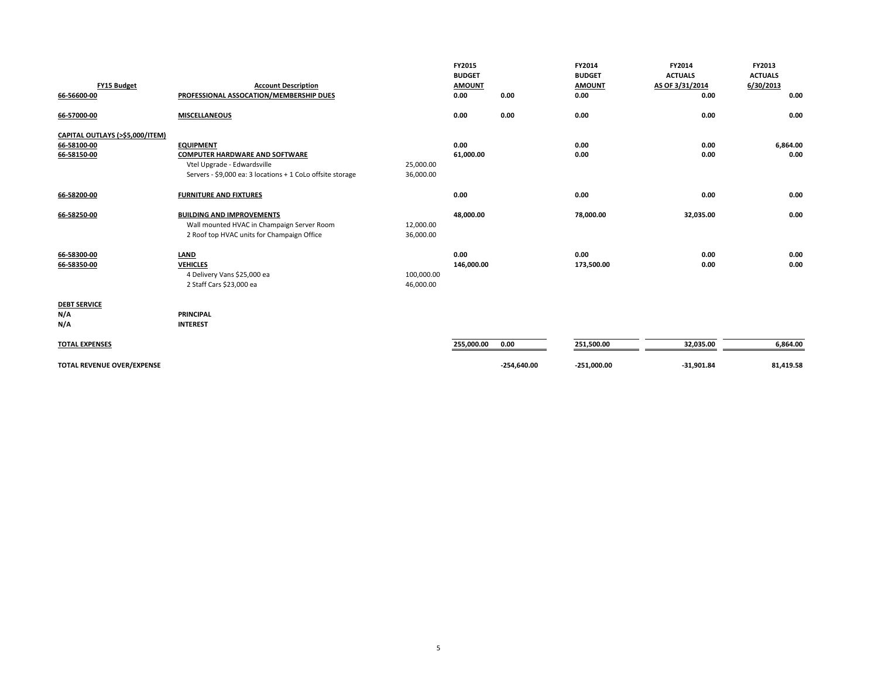| FY15 Budget | Account Description | | FY2015 BUDGET AMOUNT | | FY2014 BUDGET AMOUNT | FY2014 ACTUALS AS OF 3/31/2014 | FY2013 ACTUALS 6/30/2013 |
|---|---|---|---|---|---|---|---|
| 66-56600-00 | PROFESSIONAL ASSOCATION/MEMBERSHIP DUES | | 0.00 | 0.00 | 0.00 | 0.00 | 0.00 |
| 66-57000-00 | MISCELLANEOUS | | 0.00 | 0.00 | 0.00 | 0.00 | 0.00 |
| CAPITAL OUTLAYS (>$5,000/ITEM) | | | | | | | |
| 66-58100-00 | EQUIPMENT | | 0.00 | | 0.00 | 0.00 | 6,864.00 |
| 66-58150-00 | COMPUTER HARDWARE AND SOFTWARE | | 61,000.00 | | 0.00 | 0.00 | 0.00 |
| | Vtel Upgrade - Edwardsville | 25,000.00 | | | | | |
| | Servers - $9,000 ea: 3 locations + 1 CoLo offsite storage | 36,000.00 | | | | | |
| 66-58200-00 | FURNITURE AND FIXTURES | | 0.00 | | 0.00 | 0.00 | 0.00 |
| 66-58250-00 | BUILDING AND IMPROVEMENTS | | 48,000.00 | | 78,000.00 | 32,035.00 | 0.00 |
| | Wall mounted HVAC in Champaign Server Room | 12,000.00 | | | | | |
| | 2 Roof top HVAC units for Champaign Office | 36,000.00 | | | | | |
| 66-58300-00 | LAND | | 0.00 | | 0.00 | 0.00 | 0.00 |
| 66-58350-00 | VEHICLES | | 146,000.00 | | 173,500.00 | 0.00 | 0.00 |
| | 4 Delivery Vans $25,000 ea | 100,000.00 | | | | | |
| | 2 Staff Cars $23,000 ea | 46,000.00 | | | | | |
| DEBT SERVICE | | | | | | | |
| N/A | PRINCIPAL | | | | | | |
| N/A | INTEREST | | | | | | |
| TOTAL EXPENSES | | | 255,000.00 | 0.00 | 251,500.00 | 32,035.00 | 6,864.00 |
| TOTAL REVENUE OVER/EXPENSE | | | | -254,640.00 | -251,000.00 | -31,901.84 | 81,419.58 |